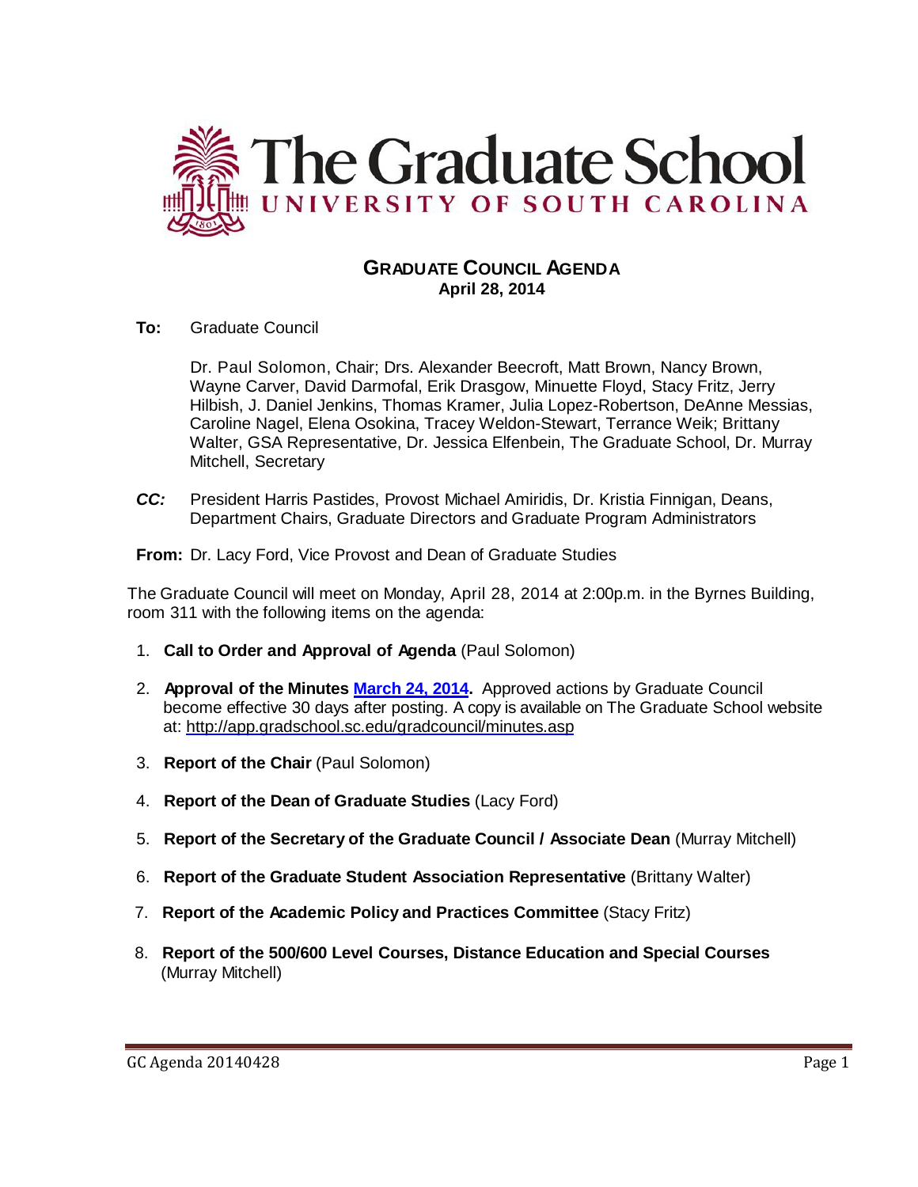# The Graduate School
## UNIVERSITY OF SOUTH CAROLINA

### GRADUATE COUNCIL AGENDA
**April 28, 2014**

**To:** Graduate Council

Dr. Paul Solomon, Chair; Drs. Alexander Beecroft, Matt Brown, Nancy Brown, Wayne Carver, David Darmofal, Erik Drasgow, Minuette Floyd, Stacy Fritz, Jerry Hilbish, J. Daniel Jenkins, Thomas Kramer, Julia Lopez-Robertson, DeAnne Messias, Caroline Nagel, Elena Osokina, Tracey Weldon-Stewart, Terrance Weik; Brittany Walter, GSA Representative, Dr. Jessica Elfenbein, The Graduate School, Dr. Murray Mitchell, Secretary

***CC:*** President Harris Pastides, Provost Michael Amiridis, Dr. Kristia Finnigan, Deans, Department Chairs, Graduate Directors and Graduate Program Administrators

**From:** Dr. Lacy Ford, Vice Provost and Dean of Graduate Studies

The Graduate Council will meet on Monday, April 28, 2014 at 2:00p.m. in the Byrnes Building, room 311 with the following items on the agenda:

1. **Call to Order and Approval of Agenda** (Paul Solomon)
2. **Approval of the Minutes March 24, 2014.** Approved actions by Graduate Council become effective 30 days after posting. A copy is available on The Graduate School website at: http://app.gradschool.sc.edu/gradcouncil/minutes.asp
3. **Report of the Chair** (Paul Solomon)
4. **Report of the Dean of Graduate Studies** (Lacy Ford)
5. **Report of the Secretary of the Graduate Council / Associate Dean** (Murray Mitchell)
6. **Report of the Graduate Student Association Representative** (Brittany Walter)
7. **Report of the Academic Policy and Practices Committee** (Stacy Fritz)
8. **Report of the 500/600 Level Courses, Distance Education and Special Courses** (Murray Mitchell)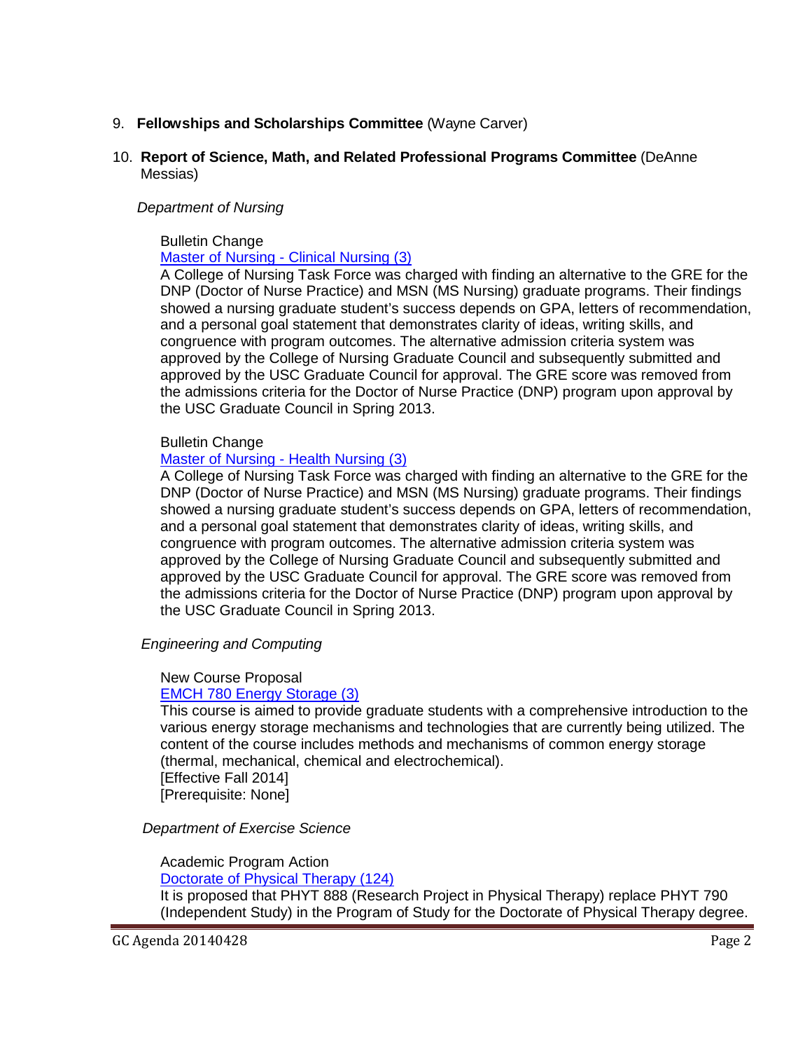9. **Fellowships and Scholarships Committee** (Wayne Carver)

10. **Report of Science, Math, and Related Professional Programs Committee** (DeAnne Messias)

*Department of Nursing*

Bulletin Change
Master of Nursing - Clinical Nursing (3)
A College of Nursing Task Force was charged with finding an alternative to the GRE for the DNP (Doctor of Nurse Practice) and MSN (MS Nursing) graduate programs. Their findings showed a nursing graduate student's success depends on GPA, letters of recommendation, and a personal goal statement that demonstrates clarity of ideas, writing skills, and congruence with program outcomes. The alternative admission criteria system was approved by the College of Nursing Graduate Council and subsequently submitted and approved by the USC Graduate Council for approval. The GRE score was removed from the admissions criteria for the Doctor of Nurse Practice (DNP) program upon approval by the USC Graduate Council in Spring 2013.

Bulletin Change
Master of Nursing - Health Nursing (3)
A College of Nursing Task Force was charged with finding an alternative to the GRE for the DNP (Doctor of Nurse Practice) and MSN (MS Nursing) graduate programs. Their findings showed a nursing graduate student's success depends on GPA, letters of recommendation, and a personal goal statement that demonstrates clarity of ideas, writing skills, and congruence with program outcomes. The alternative admission criteria system was approved by the College of Nursing Graduate Council and subsequently submitted and approved by the USC Graduate Council for approval. The GRE score was removed from the admissions criteria for the Doctor of Nurse Practice (DNP) program upon approval by the USC Graduate Council in Spring 2013.

*Engineering and Computing*

New Course Proposal
EMCH 780 Energy Storage (3)
This course is aimed to provide graduate students with a comprehensive introduction to the various energy storage mechanisms and technologies that are currently being utilized. The content of the course includes methods and mechanisms of common energy storage (thermal, mechanical, chemical and electrochemical).
[Effective Fall 2014]
[Prerequisite: None]

*Department of Exercise Science*

Academic Program Action
Doctorate of Physical Therapy (124)
It is proposed that PHYT 888 (Research Project in Physical Therapy) replace PHYT 790 (Independent Study) in the Program of Study for the Doctorate of Physical Therapy degree.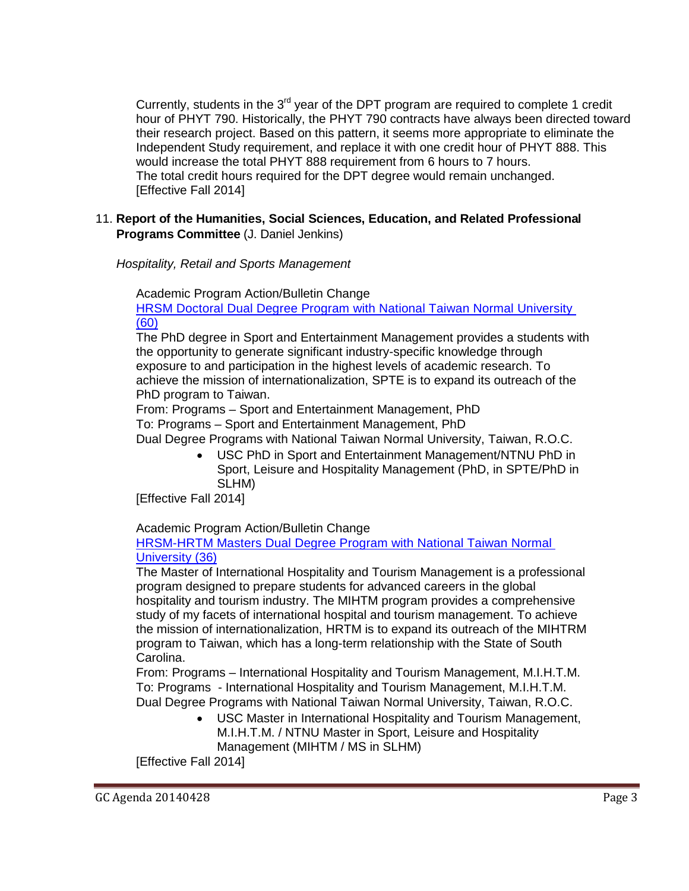Currently, students in the 3rd year of the DPT program are required to complete 1 credit hour of PHYT 790. Historically, the PHYT 790 contracts have always been directed toward their research project. Based on this pattern, it seems more appropriate to eliminate the Independent Study requirement, and replace it with one credit hour of PHYT 888. This would increase the total PHYT 888 requirement from 6 hours to 7 hours.
The total credit hours required for the DPT degree would remain unchanged.
[Effective Fall 2014]

11. **Report of the Humanities, Social Sciences, Education, and Related Professional Programs Committee** (J. Daniel Jenkins)

*Hospitality, Retail and Sports Management*

Academic Program Action/Bulletin Change
HRSM Doctoral Dual Degree Program with National Taiwan Normal University (60)
The PhD degree in Sport and Entertainment Management provides a students with the opportunity to generate significant industry-specific knowledge through exposure to and participation in the highest levels of academic research. To achieve the mission of internationalization, SPTE is to expand its outreach of the PhD program to Taiwan.
From: Programs – Sport and Entertainment Management, PhD
To: Programs – Sport and Entertainment Management, PhD
Dual Degree Programs with National Taiwan Normal University, Taiwan, R.O.C.

- USC PhD in Sport and Entertainment Management/NTNU PhD in Sport, Leisure and Hospitality Management (PhD, in SPTE/PhD in SLHM)

[Effective Fall 2014]

Academic Program Action/Bulletin Change
HRSM-HRTM Masters Dual Degree Program with National Taiwan Normal University (36)
The Master of International Hospitality and Tourism Management is a professional program designed to prepare students for advanced careers in the global hospitality and tourism industry. The MIHTM program provides a comprehensive study of my facets of international hospital and tourism management. To achieve the mission of internationalization, HRTM is to expand its outreach of the MIHTRM program to Taiwan, which has a long-term relationship with the State of South Carolina.
From: Programs – International Hospitality and Tourism Management, M.I.H.T.M.
To: Programs - International Hospitality and Tourism Management, M.I.H.T.M.
Dual Degree Programs with National Taiwan Normal University, Taiwan, R.O.C.

- USC Master in International Hospitality and Tourism Management, M.I.H.T.M. / NTNU Master in Sport, Leisure and Hospitality Management (MIHTM / MS in SLHM)

[Effective Fall 2014]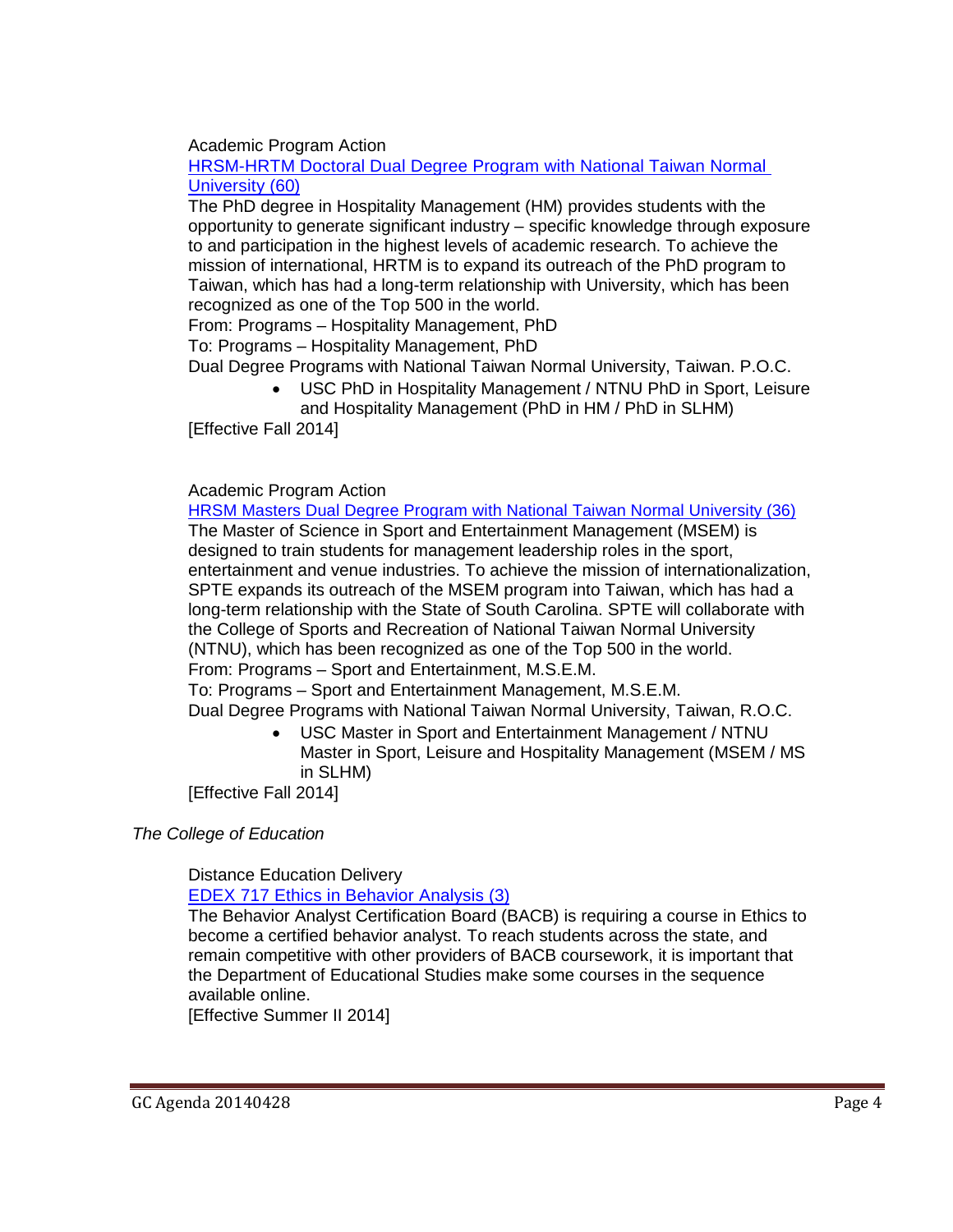Academic Program Action

HRSM-HRTM Doctoral Dual Degree Program with National Taiwan Normal University (60)

The PhD degree in Hospitality Management (HM) provides students with the opportunity to generate significant industry – specific knowledge through exposure to and participation in the highest levels of academic research. To achieve the mission of international, HRTM is to expand its outreach of the PhD program to Taiwan, which has had a long-term relationship with University, which has been recognized as one of the Top 500 in the world.

From: Programs – Hospitality Management, PhD

To: Programs – Hospitality Management, PhD

Dual Degree Programs with National Taiwan Normal University, Taiwan. P.O.C.

- USC PhD in Hospitality Management / NTNU PhD in Sport, Leisure and Hospitality Management (PhD in HM / PhD in SLHM)

[Effective Fall 2014]

Academic Program Action

HRSM Masters Dual Degree Program with National Taiwan Normal University (36)

The Master of Science in Sport and Entertainment Management (MSEM) is designed to train students for management leadership roles in the sport, entertainment and venue industries. To achieve the mission of internationalization, SPTE expands its outreach of the MSEM program into Taiwan, which has had a long-term relationship with the State of South Carolina. SPTE will collaborate with the College of Sports and Recreation of National Taiwan Normal University (NTNU), which has been recognized as one of the Top 500 in the world.

From: Programs – Sport and Entertainment, M.S.E.M.

To: Programs – Sport and Entertainment Management, M.S.E.M.

Dual Degree Programs with National Taiwan Normal University, Taiwan, R.O.C.

- USC Master in Sport and Entertainment Management / NTNU Master in Sport, Leisure and Hospitality Management (MSEM / MS in SLHM)

[Effective Fall 2014]

*The College of Education*

Distance Education Delivery

EDEX 717 Ethics in Behavior Analysis (3)

The Behavior Analyst Certification Board (BACB) is requiring a course in Ethics to become a certified behavior analyst. To reach students across the state, and remain competitive with other providers of BACB coursework, it is important that the Department of Educational Studies make some courses in the sequence available online.

[Effective Summer II 2014]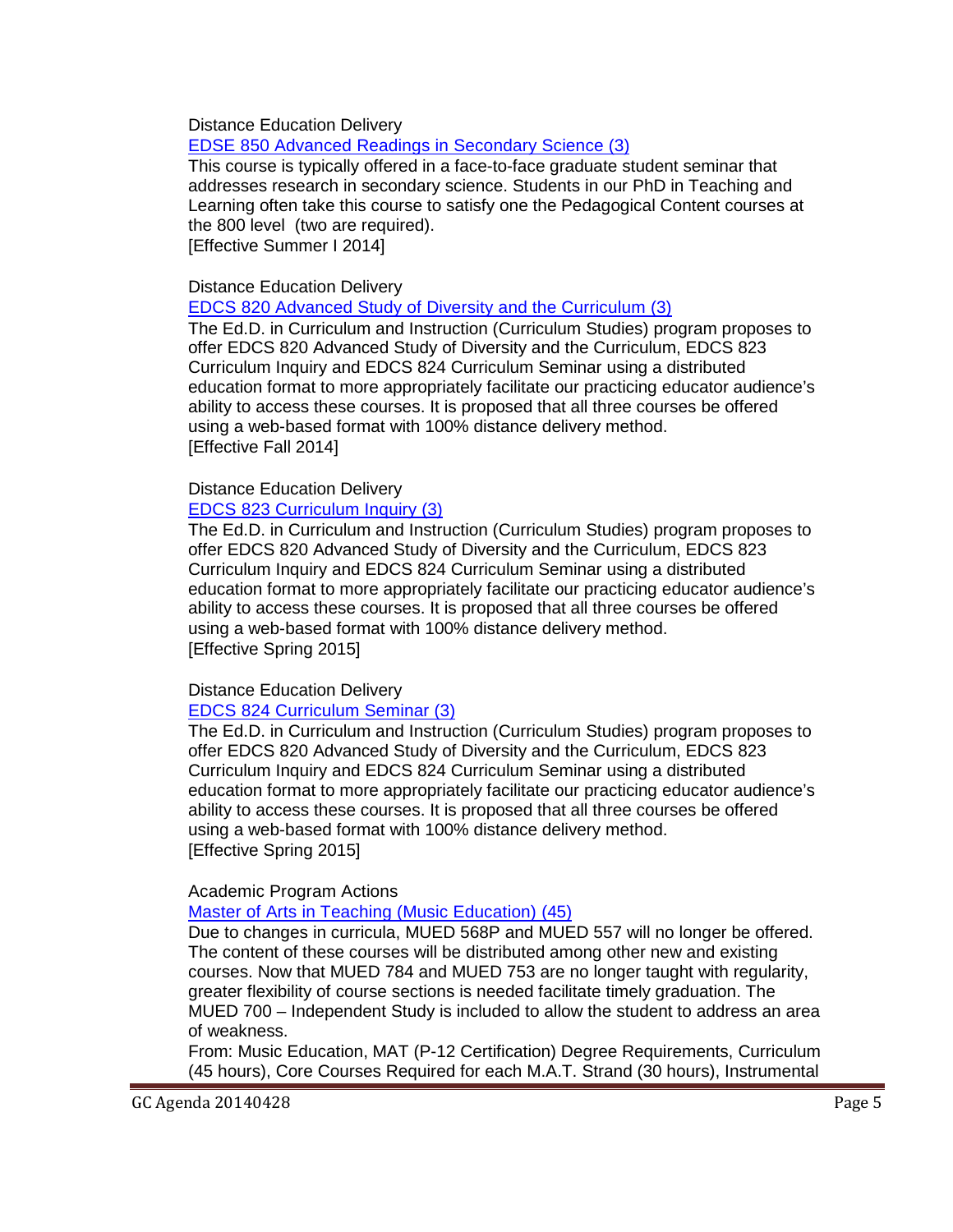Distance Education Delivery

EDSE 850 Advanced Readings in Secondary Science (3)

This course is typically offered in a face-to-face graduate student seminar that addresses research in secondary science. Students in our PhD in Teaching and Learning often take this course to satisfy one the Pedagogical Content courses at the 800 level (two are required).

[Effective Summer I 2014]

Distance Education Delivery

EDCS 820 Advanced Study of Diversity and the Curriculum (3)

The Ed.D. in Curriculum and Instruction (Curriculum Studies) program proposes to offer EDCS 820 Advanced Study of Diversity and the Curriculum, EDCS 823 Curriculum Inquiry and EDCS 824 Curriculum Seminar using a distributed education format to more appropriately facilitate our practicing educator audience's ability to access these courses. It is proposed that all three courses be offered using a web-based format with 100% distance delivery method.

[Effective Fall 2014]

Distance Education Delivery

EDCS 823 Curriculum Inquiry (3)

The Ed.D. in Curriculum and Instruction (Curriculum Studies) program proposes to offer EDCS 820 Advanced Study of Diversity and the Curriculum, EDCS 823 Curriculum Inquiry and EDCS 824 Curriculum Seminar using a distributed education format to more appropriately facilitate our practicing educator audience's ability to access these courses. It is proposed that all three courses be offered using a web-based format with 100% distance delivery method.

[Effective Spring 2015]

Distance Education Delivery

EDCS 824 Curriculum Seminar (3)

The Ed.D. in Curriculum and Instruction (Curriculum Studies) program proposes to offer EDCS 820 Advanced Study of Diversity and the Curriculum, EDCS 823 Curriculum Inquiry and EDCS 824 Curriculum Seminar using a distributed education format to more appropriately facilitate our practicing educator audience's ability to access these courses. It is proposed that all three courses be offered using a web-based format with 100% distance delivery method.

[Effective Spring 2015]

Academic Program Actions

Master of Arts in Teaching (Music Education) (45)

Due to changes in curricula, MUED 568P and MUED 557 will no longer be offered. The content of these courses will be distributed among other new and existing courses. Now that MUED 784 and MUED 753 are no longer taught with regularity, greater flexibility of course sections is needed facilitate timely graduation. The MUED 700 – Independent Study is included to allow the student to address an area of weakness.

From: Music Education, MAT (P-12 Certification) Degree Requirements, Curriculum (45 hours), Core Courses Required for each M.A.T. Strand (30 hours), Instrumental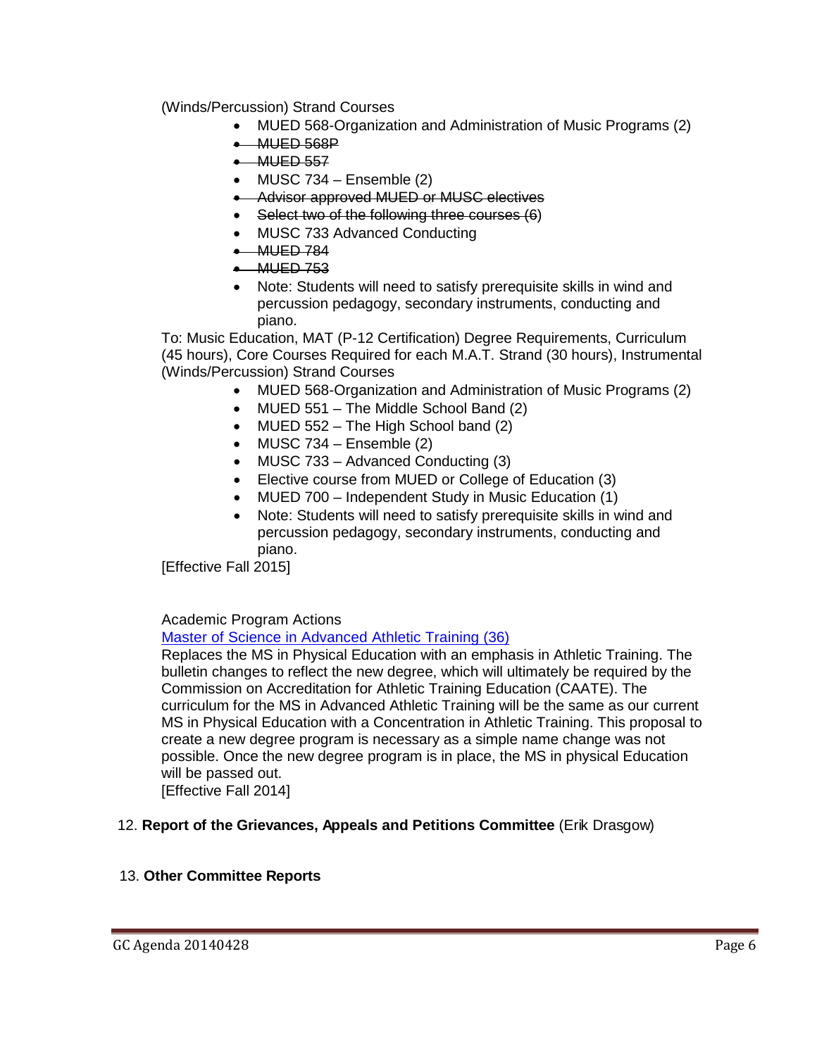(Winds/Percussion) Strand Courses

- MUED 568-Organization and Administration of Music Programs (2)
- ~~MUED 568P~~
- ~~MUED 557~~
- MUSC 734 – Ensemble (2)
- ~~Advisor approved MUED or MUSC electives~~
- ~~Select two of the following three courses (6)~~
- MUSC 733 Advanced Conducting
- ~~MUED 784~~
- ~~MUED 753~~
- Note: Students will need to satisfy prerequisite skills in wind and percussion pedagogy, secondary instruments, conducting and piano.

To: Music Education, MAT (P-12 Certification) Degree Requirements, Curriculum (45 hours), Core Courses Required for each M.A.T. Strand (30 hours), Instrumental (Winds/Percussion) Strand Courses

- MUED 568-Organization and Administration of Music Programs (2)
- MUED 551 – The Middle School Band (2)
- MUED 552 – The High School band (2)
- MUSC 734 – Ensemble (2)
- MUSC 733 – Advanced Conducting (3)
- Elective course from MUED or College of Education (3)
- MUED 700 – Independent Study in Music Education (1)
- Note: Students will need to satisfy prerequisite skills in wind and percussion pedagogy, secondary instruments, conducting and piano.

[Effective Fall 2015]

Academic Program Actions

Master of Science in Advanced Athletic Training (36)

Replaces the MS in Physical Education with an emphasis in Athletic Training. The bulletin changes to reflect the new degree, which will ultimately be required by the Commission on Accreditation for Athletic Training Education (CAATE). The curriculum for the MS in Advanced Athletic Training will be the same as our current MS in Physical Education with a Concentration in Athletic Training. This proposal to create a new degree program is necessary as a simple name change was not possible. Once the new degree program is in place, the MS in physical Education will be passed out.

[Effective Fall 2014]

12. **Report of the Grievances, Appeals and Petitions Committee** (Erik Drasgow)

13. **Other Committee Reports**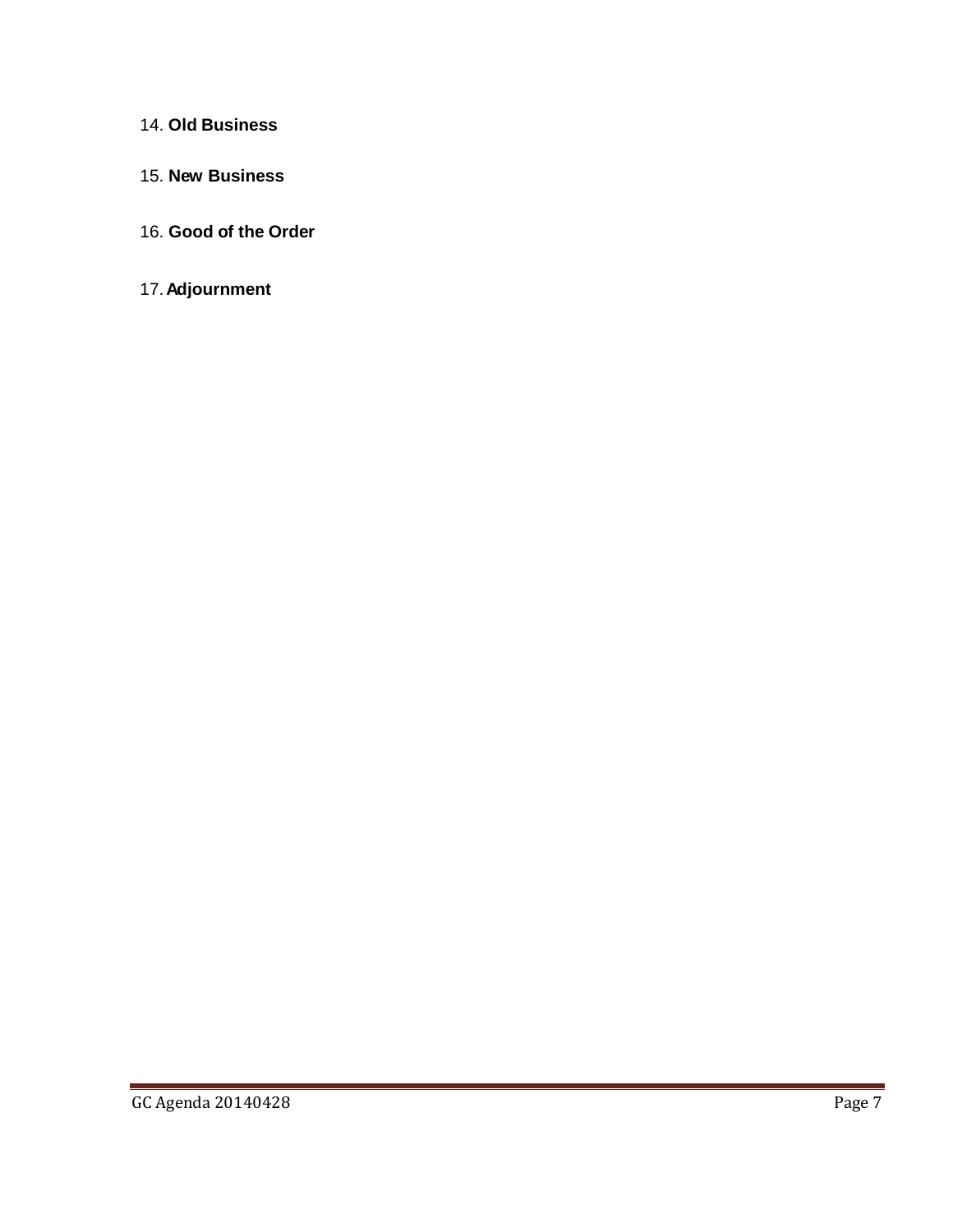14. **Old Business**

15. **New Business**

16. **Good of the Order**

17. **Adjournment**